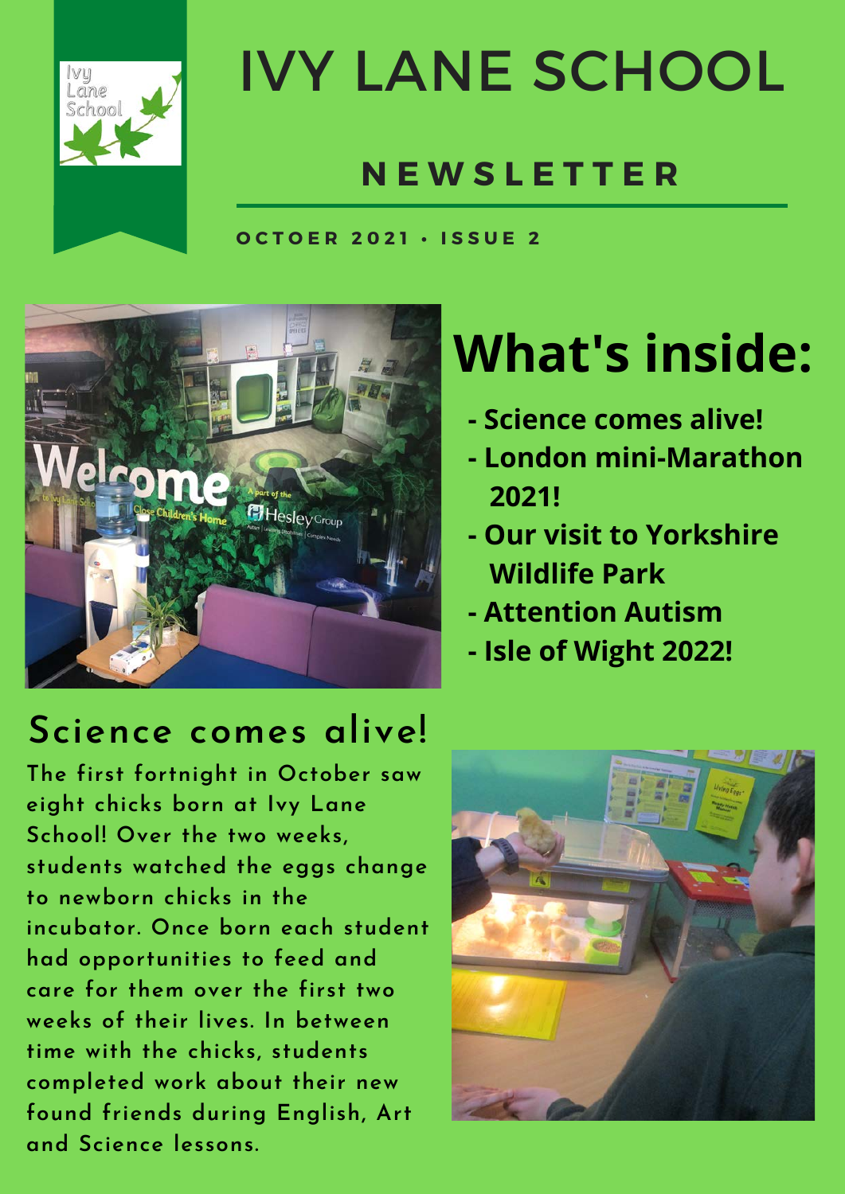# IVY LANE SCHOOL

## NEWSLETTER

OCTOER 2021 • ISSUE 2

## What's inside:

- Science comes alive!
- London mini-Marathon 2021!
- Our visit to Yorkshire Wildlife Park
- Attention Autism
- Isle of Wight 2022!

## Science comes alive!

The first fortnight in October saw eight chicks born at Ivy Lane School! Over the two weeks, students watched the eggs change to newborn chicks in the incubator. Once born each student had opportunities to feed and care for them over the first two weeks of their lives. In between time with the chicks, students completed work about their new found friends during English, Art and Science lessons.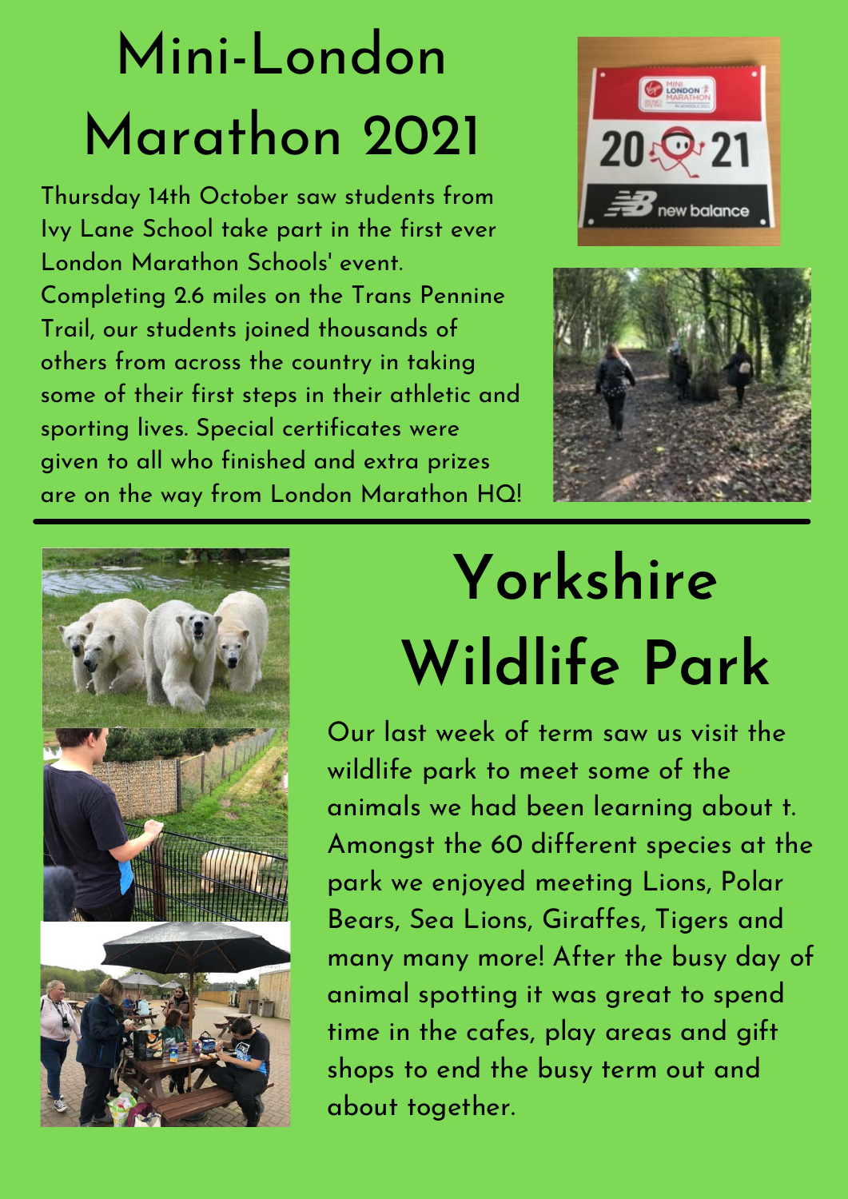# Mini-London Marathon 2021

Thursday 14th October saw students from Ivy Lane School take part in the first ever London Marathon Schools' event. Completing 2.6 miles on the Trans Pennine Trail, our students joined thousands of others from across the country in taking some of their first steps in their athletic and sporting lives. Special certificates were given to all who finished and extra prizes are on the way from London Marathon HQ!

# Yorkshire Wildlife Park

Our last week of term saw us visit the wildlife park to meet some of the animals we had been learning about t. Amongst the 60 different species at the park we enjoyed meeting Lions, Polar Bears, Sea Lions, Giraffes, Tigers and many many more! After the busy day of animal spotting it was great to spend time in the cafes, play areas and gift shops to end the busy term out and about together.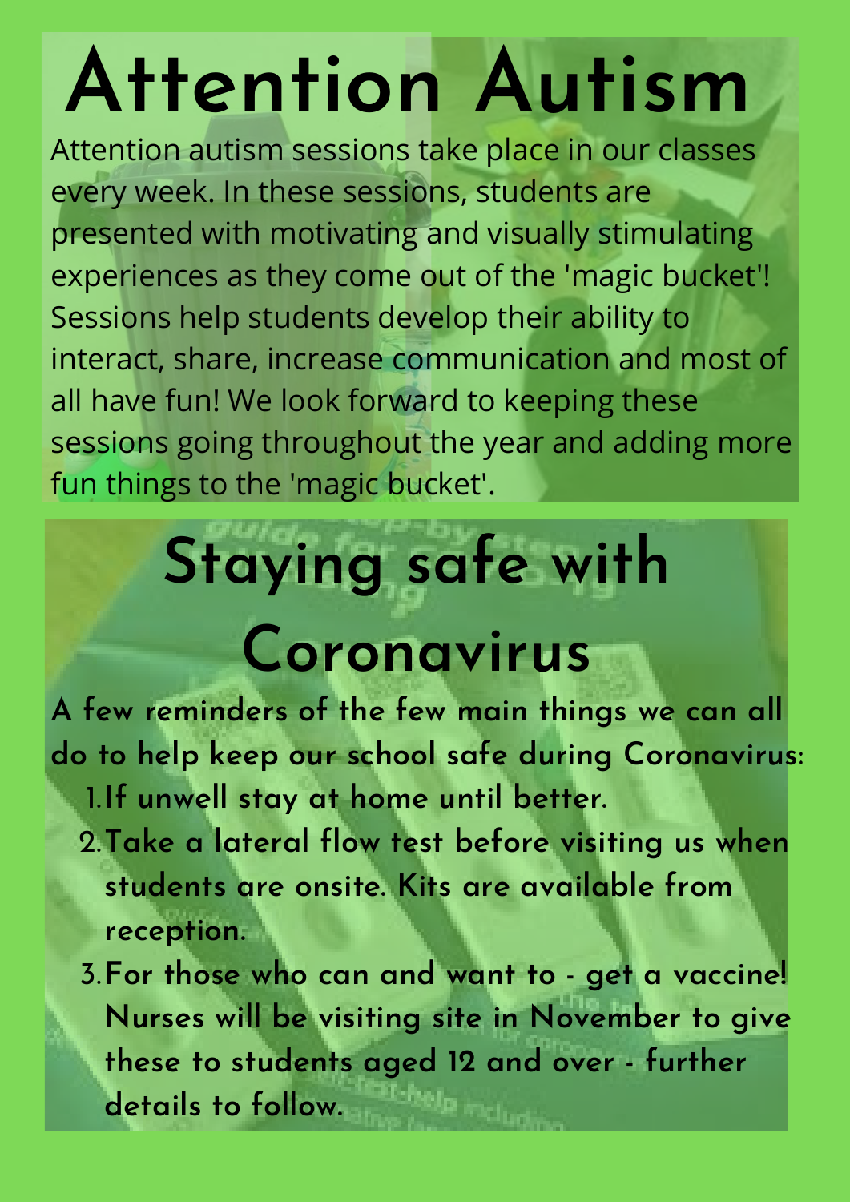# Attention Autism

Attention autism sessions take place in our classes every week. In these sessions, students are presented with motivating and visually stimulating experiences as they come out of the 'magic bucket'! Sessions help students develop their ability to interact, share, increase communication and most of all have fun! We look forward to keeping these sessions going throughout the year and adding more fun things to the 'magic bucket'.

# Staying safe with Coronavirus

**A few reminders of the few main things we can all do to help keep our school safe during Coronavirus:**

1. **If unwell stay at home until better.**
2. **Take a lateral flow test before visiting us when students are onsite. Kits are available from reception.**
3. **For those who can and want to - get a vaccine! Nurses will be visiting site in November to give these to students aged 12 and over - further details to follow.**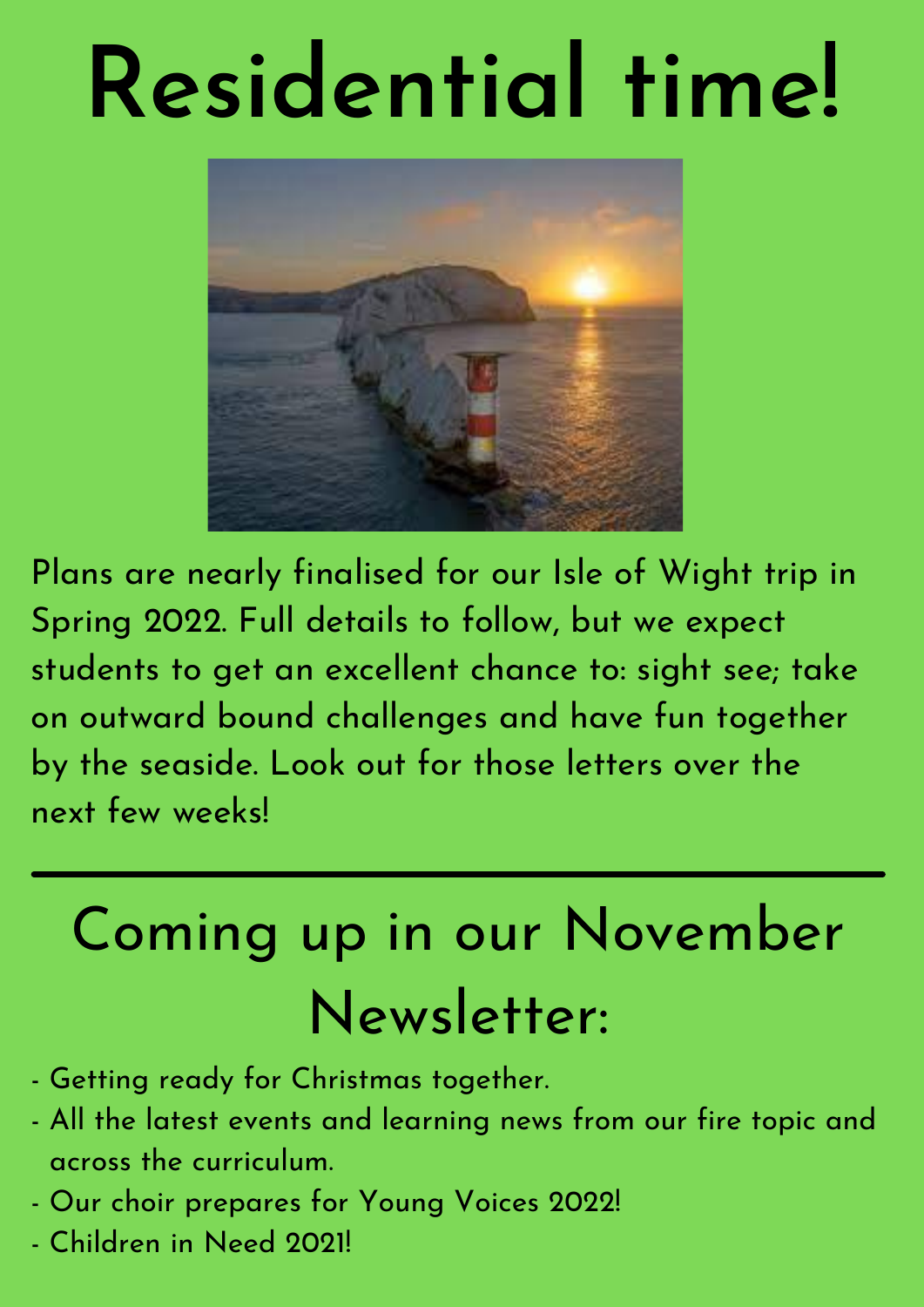# Residential time!

Plans are nearly finalised for our Isle of Wight trip in Spring 2022. Full details to follow, but we expect students to get an excellent chance to: sight see; take on outward bound challenges and have fun together by the seaside. Look out for those letters over the next few weeks!

---

## Coming up in our November Newsletter:

- Getting ready for Christmas together.
- All the latest events and learning news from our fire topic and across the curriculum.
- Our choir prepares for Young Voices 2022!
- Children in Need 2021!